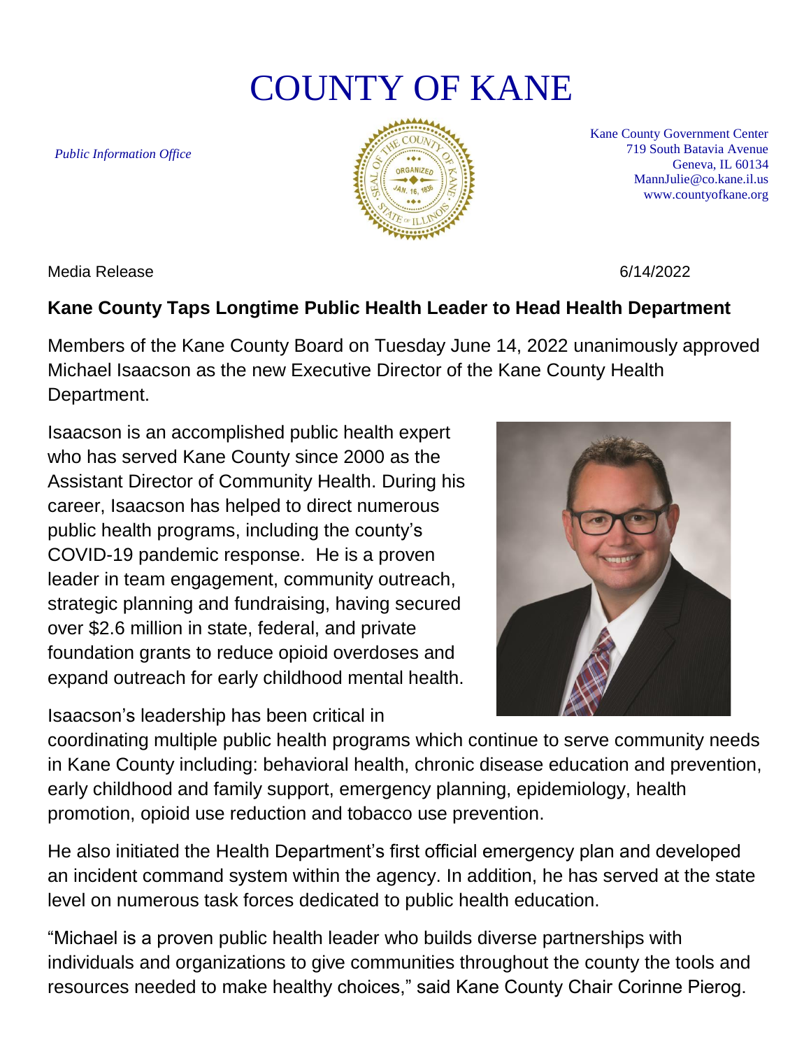# COUNTY OF KANE

*Public Information Office*

Kane County Government Center
719 South Batavia Avenue
Geneva, IL 60134
MannJulie@co.kane.il.us
www.countyofkane.org

Media Release 6/14/2022

**Kane County Taps Longtime Public Health Leader to Head Health Department**

Members of the Kane County Board on Tuesday June 14, 2022 unanimously approved Michael Isaacson as the new Executive Director of the Kane County Health Department.

Isaacson is an accomplished public health expert who has served Kane County since 2000 as the Assistant Director of Community Health. During his career, Isaacson has helped to direct numerous public health programs, including the county's COVID-19 pandemic response. He is a proven leader in team engagement, community outreach, strategic planning and fundraising, having secured over $2.6 million in state, federal, and private foundation grants to reduce opioid overdoses and expand outreach for early childhood mental health.

Isaacson's leadership has been critical in coordinating multiple public health programs which continue to serve community needs in Kane County including: behavioral health, chronic disease education and prevention, early childhood and family support, emergency planning, epidemiology, health promotion, opioid use reduction and tobacco use prevention.

He also initiated the Health Department's first official emergency plan and developed an incident command system within the agency. In addition, he has served at the state level on numerous task forces dedicated to public health education.

"Michael is a proven public health leader who builds diverse partnerships with individuals and organizations to give communities throughout the county the tools and resources needed to make healthy choices," said Kane County Chair Corinne Pierog.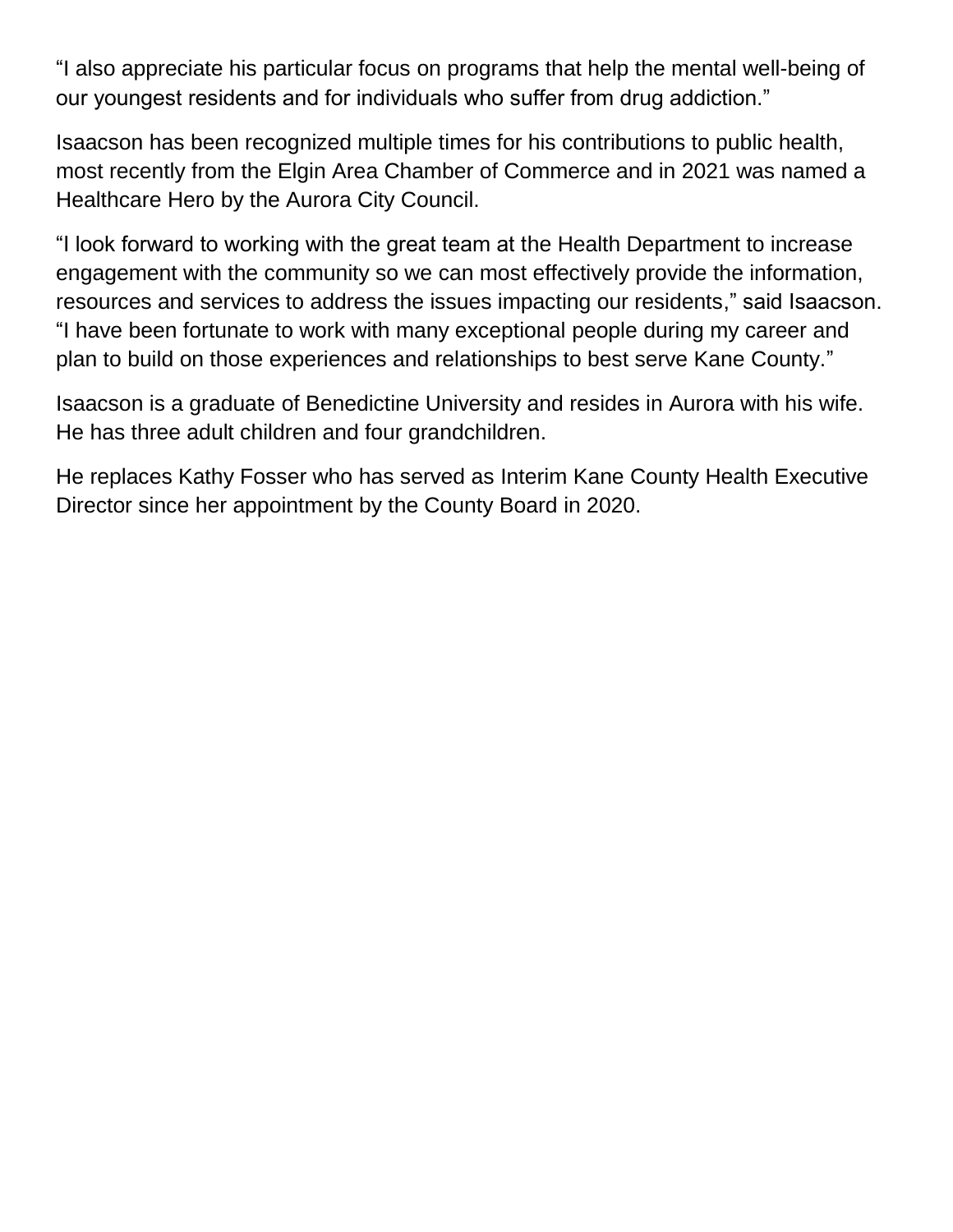“I also appreciate his particular focus on programs that help the mental well-being of our youngest residents and for individuals who suffer from drug addiction.”

Isaacson has been recognized multiple times for his contributions to public health, most recently from the Elgin Area Chamber of Commerce and in 2021 was named a Healthcare Hero by the Aurora City Council.

“I look forward to working with the great team at the Health Department to increase engagement with the community so we can most effectively provide the information, resources and services to address the issues impacting our residents,” said Isaacson. “I have been fortunate to work with many exceptional people during my career and plan to build on those experiences and relationships to best serve Kane County.”

Isaacson is a graduate of Benedictine University and resides in Aurora with his wife. He has three adult children and four grandchildren.

He replaces Kathy Fosser who has served as Interim Kane County Health Executive Director since her appointment by the County Board in 2020.